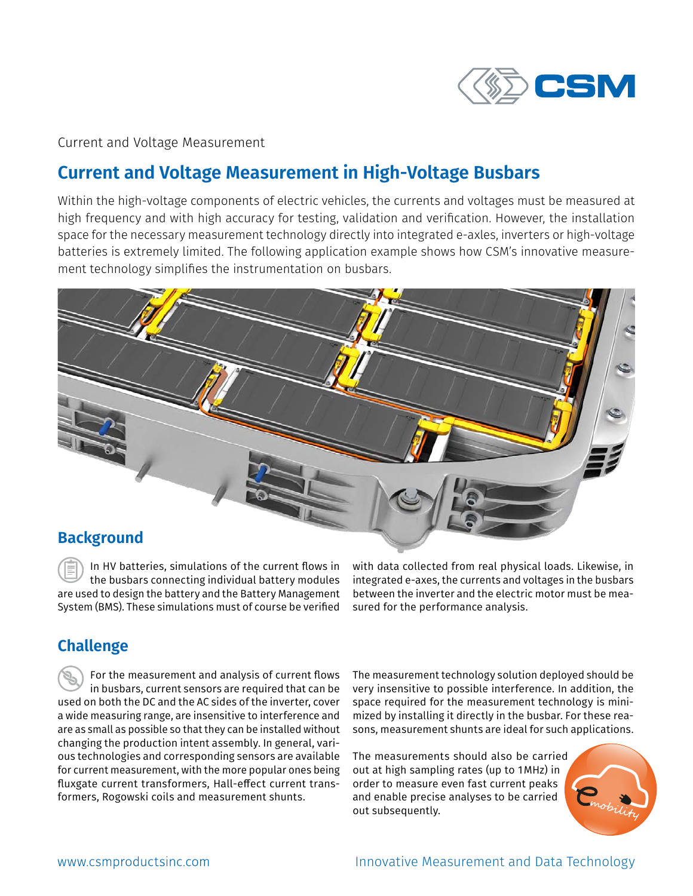Current and Voltage Measurement

# Current and Voltage Measurement in High-Voltage Busbars

Within the high-voltage components of electric vehicles, the currents and voltages must be measured at high frequency and with high accuracy for testing, validation and verification. However, the installation space for the necessary measurement technology directly into integrated e-axles, inverters or high-voltage batteries is extremely limited. The following application example shows how CSM's innovative measurement technology simplifies the instrumentation on busbars.

## Background

In HV batteries, simulations of the current flows in the busbars connecting individual battery modules are used to design the battery and the Battery Management System (BMS). These simulations must of course be verified with data collected from real physical loads. Likewise, in integrated e-axes, the currents and voltages in the busbars between the inverter and the electric motor must be measured for the performance analysis.

## Challenge

For the measurement and analysis of current flows in busbars, current sensors are required that can be used on both the DC and the AC sides of the inverter, cover a wide measuring range, are insensitive to interference and are as small as possible so that they can be installed without changing the production intent assembly. In general, various technologies and corresponding sensors are available for current measurement, with the more popular ones being fluxgate current transformers, Hall-effect current transformers, Rogowski coils and measurement shunts.

The measurement technology solution deployed should be very insensitive to possible interference. In addition, the space required for the measurement technology is minimized by installing it directly in the busbar. For these reasons, measurement shunts are ideal for such applications.

The measurements should also be carried out at high sampling rates (up to 1 MHz) in order to measure even fast current peaks and enable precise analyses to be carried out subsequently.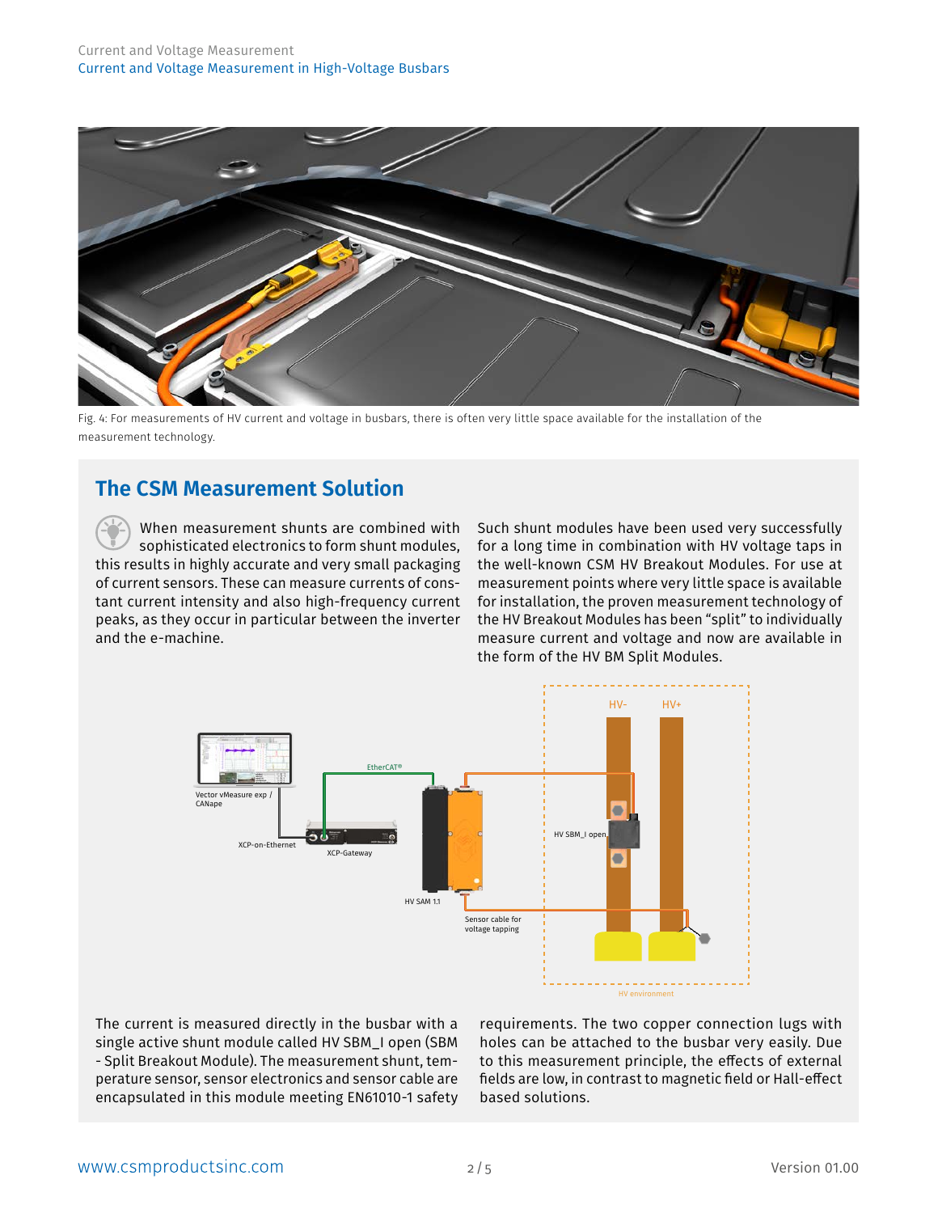Fig. 4: For measurements of HV current and voltage in busbars, there is often very little space available for the installation of the measurement technology.

## The CSM Measurement Solution

When measurement shunts are combined with sophisticated electronics to form shunt modules, this results in highly accurate and very small packaging of current sensors. These can measure currents of constant current intensity and also high-frequency current peaks, as they occur in particular between the inverter and the e-machine.

Such shunt modules have been used very successfully for a long time in combination with HV voltage taps in the well-known CSM HV Breakout Modules. For use at measurement points where very little space is available for installation, the proven measurement technology of the HV Breakout Modules has been "split" to individually measure current and voltage and now are available in the form of the HV BM Split Modules.

The current is measured directly in the busbar with a single active shunt module called HV SBM_I open (SBM - Split Breakout Module). The measurement shunt, temperature sensor, sensor electronics and sensor cable are encapsulated in this module meeting EN61010-1 safety requirements. The two copper connection lugs with holes can be attached to the busbar very easily. Due to this measurement principle, the effects of external fields are low, in contrast to magnetic field or Hall-effect based solutions.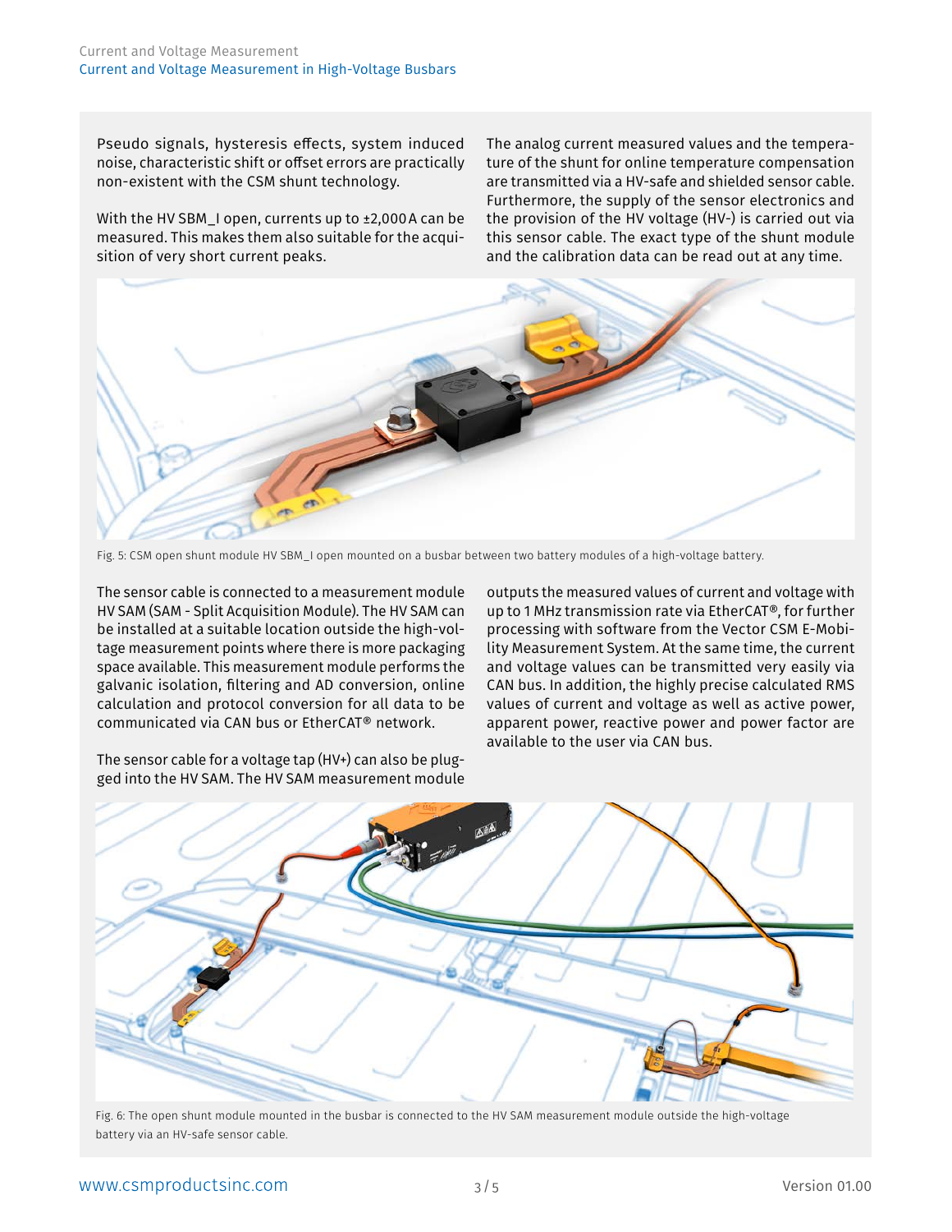Pseudo signals, hysteresis effects, system induced noise, characteristic shift or offset errors are practically non-existent with the CSM shunt technology.

With the HV SBM_I open, currents up to ±2,000 A can be measured. This makes them also suitable for the acquisition of very short current peaks.

The analog current measured values and the temperature of the shunt for online temperature compensation are transmitted via a HV-safe and shielded sensor cable. Furthermore, the supply of the sensor electronics and the provision of the HV voltage (HV-) is carried out via this sensor cable. The exact type of the shunt module and the calibration data can be read out at any time.

Fig. 5: CSM open shunt module HV SBM_I open mounted on a busbar between two battery modules of a high-voltage battery.

The sensor cable is connected to a measurement module HV SAM (SAM - Split Acquisition Module). The HV SAM can be installed at a suitable location outside the high-voltage measurement points where there is more packaging space available. This measurement module performs the galvanic isolation, filtering and AD conversion, online calculation and protocol conversion for all data to be communicated via CAN bus or EtherCAT® network.

The sensor cable for a voltage tap (HV+) can also be plugged into the HV SAM. The HV SAM measurement module outputs the measured values of current and voltage with up to 1 MHz transmission rate via EtherCAT®, for further processing with software from the Vector CSM E-Mobility Measurement System. At the same time, the current and voltage values can be transmitted very easily via CAN bus. In addition, the highly precise calculated RMS values of current and voltage as well as active power, apparent power, reactive power and power factor are available to the user via CAN bus.

Fig. 6: The open shunt module mounted in the busbar is connected to the HV SAM measurement module outside the high-voltage battery via an HV-safe sensor cable.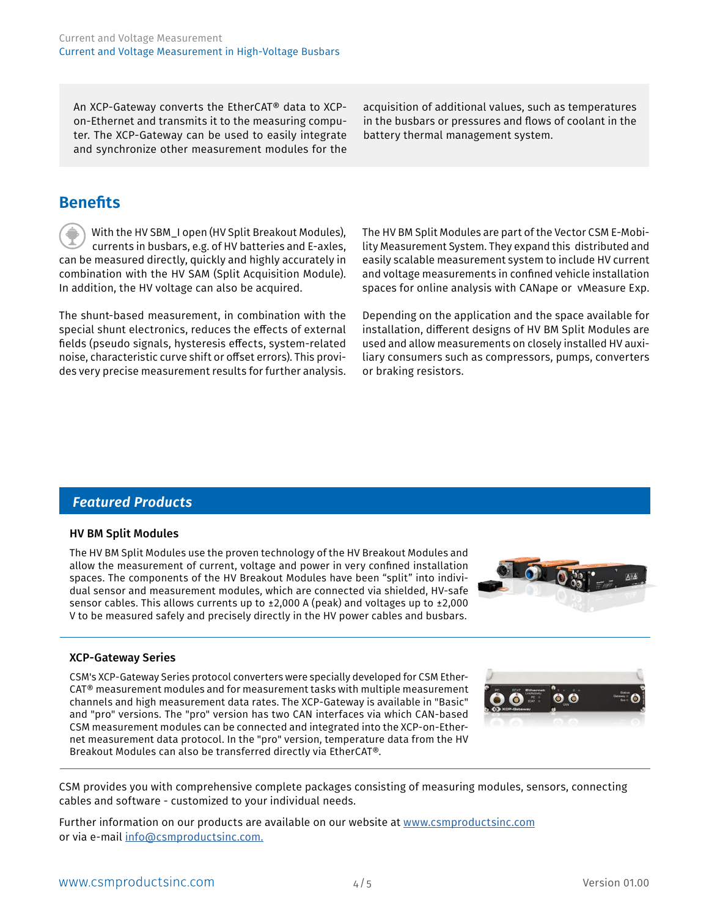An XCP-Gateway converts the EtherCAT® data to XCP-on-Ethernet and transmits it to the measuring computer. The XCP-Gateway can be used to easily integrate and synchronize other measurement modules for the acquisition of additional values, such as temperatures in the busbars or pressures and flows of coolant in the battery thermal management system.

## Benefits

With the HV SBM_I open (HV Split Breakout Modules), currents in busbars, e.g. of HV batteries and E-axles, can be measured directly, quickly and highly accurately in combination with the HV SAM (Split Acquisition Module). In addition, the HV voltage can also be acquired.

The shunt-based measurement, in combination with the special shunt electronics, reduces the effects of external fields (pseudo signals, hysteresis effects, system-related noise, characteristic curve shift or offset errors). This provides very precise measurement results for further analysis.

The HV BM Split Modules are part of the Vector CSM E-Mobility Measurement System. They expand this distributed and easily scalable measurement system to include HV current and voltage measurements in confined vehicle installation spaces for online analysis with CANape or vMeasure Exp.

Depending on the application and the space available for installation, different designs of HV BM Split Modules are used and allow measurements on closely installed HV auxiliary consumers such as compressors, pumps, converters or braking resistors.

## *Featured Products*

### HV BM Split Modules

The HV BM Split Modules use the proven technology of the HV Breakout Modules and allow the measurement of current, voltage and power in very confined installation spaces. The components of the HV Breakout Modules have been "split" into individual sensor and measurement modules, which are connected via shielded, HV-safe sensor cables. This allows currents up to ±2,000 A (peak) and voltages up to ±2,000 V to be measured safely and precisely directly in the HV power cables and busbars.

### XCP-Gateway Series

CSM's XCP-Gateway Series protocol converters were specially developed for CSM EtherCAT® measurement modules and for measurement tasks with multiple measurement channels and high measurement data rates. The XCP-Gateway is available in "Basic" and "pro" versions. The "pro" version has two CAN interfaces via which CAN-based CSM measurement modules can be connected and integrated into the XCP-on-Ethernet measurement data protocol. In the "pro" version, temperature data from the HV Breakout Modules can also be transferred directly via EtherCAT®.

CSM provides you with comprehensive complete packages consisting of measuring modules, sensors, connecting cables and software - customized to your individual needs.

Further information on our products are available on our website at www.csmproductsinc.com or via e-mail info@csmproductsinc.com.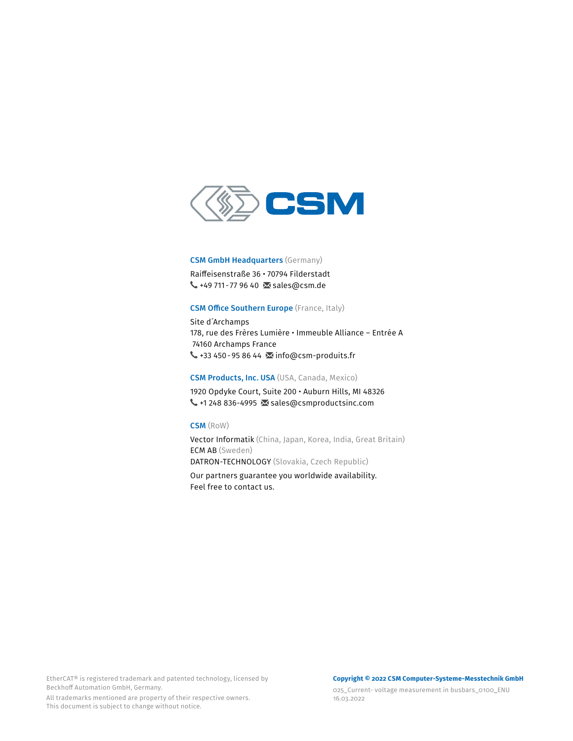**CSM GmbH Headquarters** (Germany)

Raiffeisenstraße 36 • 70794 Filderstadt
+49 711-77 96 40 sales@csm.de

**CSM Office Southern Europe** (France, Italy)

Site d´Archamps
178, rue des Frères Lumière • Immeuble Alliance – Entrée A
74160 Archamps France
+33 450-95 86 44 info@csm-produits.fr

**CSM Products, Inc. USA** (USA, Canada, Mexico)

1920 Opdyke Court, Suite 200 • Auburn Hills, MI 48326
+1 248 836-4995 sales@csmproductsinc.com

**CSM** (RoW)

Vector Informatik (China, Japan, Korea, India, Great Britain)
ECM AB (Sweden)
DATRON-TECHNOLOGY (Slovakia, Czech Republic)

Our partners guarantee you worldwide availability.
Feel free to contact us.

EtherCAT® is registered trademark and patented technology, licensed by Beckhoff Automation GmbH, Germany.

All trademarks mentioned are property of their respective owners.
This document is subject to change without notice.

**Copyright © 2022 CSM Computer-Systeme-Messtechnik GmbH**

025_Current- voltage measurement in busbars_0100_ENU
16.03.2022